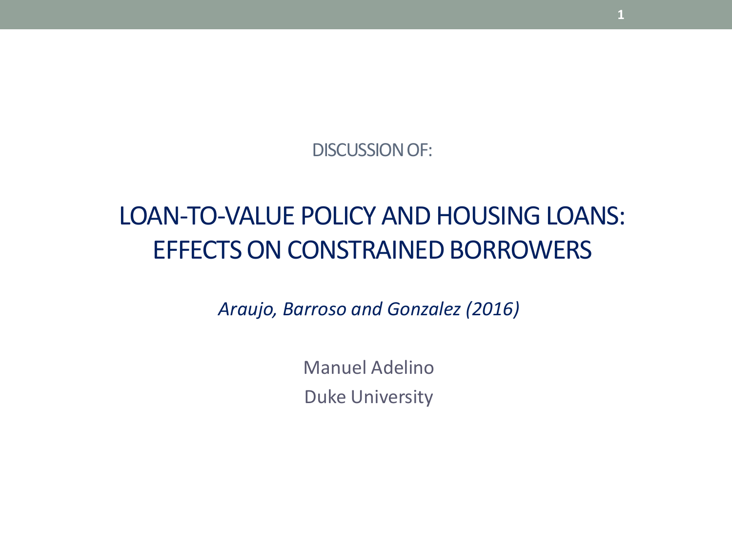DISCUSSION OF:

# LOAN-TO-VALUE POLICY AND HOUSING LOANS: EFFECTS ON CONSTRAINED BORROWERS

*Araujo, Barroso and Gonzalez (2016)*

Manuel Adelino

Duke University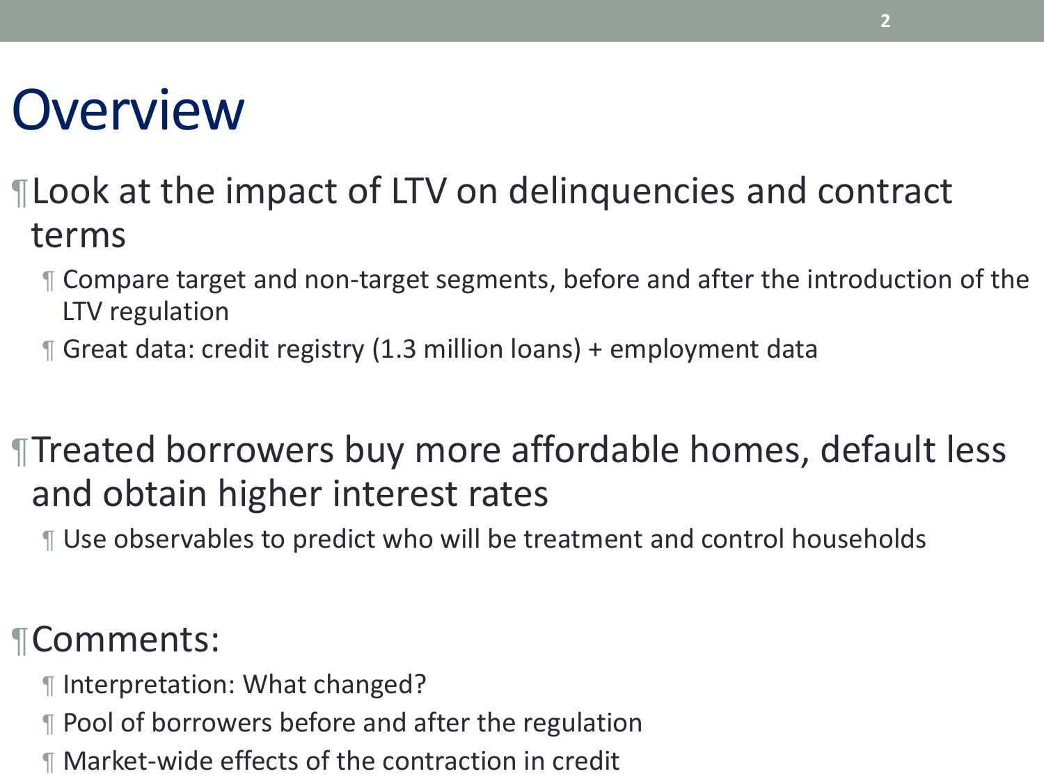# Overview

- Look at the impact of LTV on delinquencies and contract terms
  - Compare target and non-target segments, before and after the introduction of the LTV regulation
  - Great data: credit registry (1.3 million loans) + employment data

- Treated borrowers buy more affordable homes, default less and obtain higher interest rates
  - Use observables to predict who will be treatment and control households

- Comments:
  - Interpretation: What changed?
  - Pool of borrowers before and after the regulation
  - Market-wide effects of the contraction in credit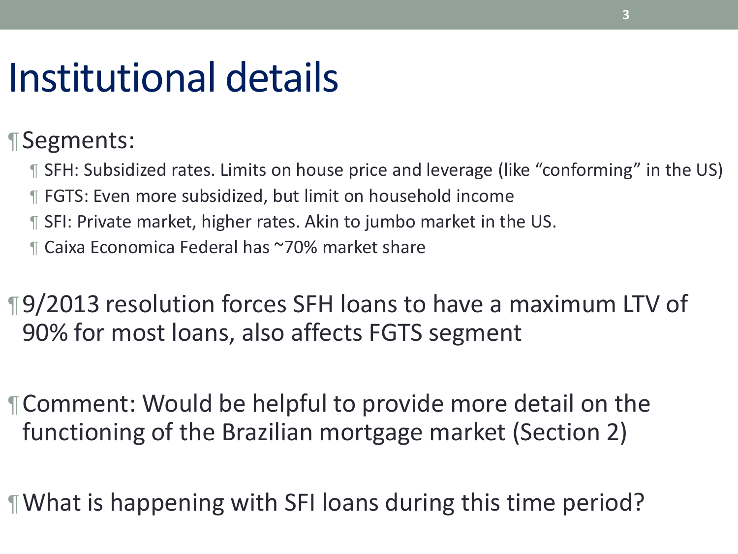# Institutional details

- Segments:
  - SFH: Subsidized rates. Limits on house price and leverage (like "conforming" in the US)
  - FGTS: Even more subsidized, but limit on household income
  - SFI: Private market, higher rates. Akin to jumbo market in the US.
  - Caixa Economica Federal has ~70% market share

- 9/2013 resolution forces SFH loans to have a maximum LTV of 90% for most loans, also affects FGTS segment

- Comment: Would be helpful to provide more detail on the functioning of the Brazilian mortgage market (Section 2)

- What is happening with SFI loans during this time period?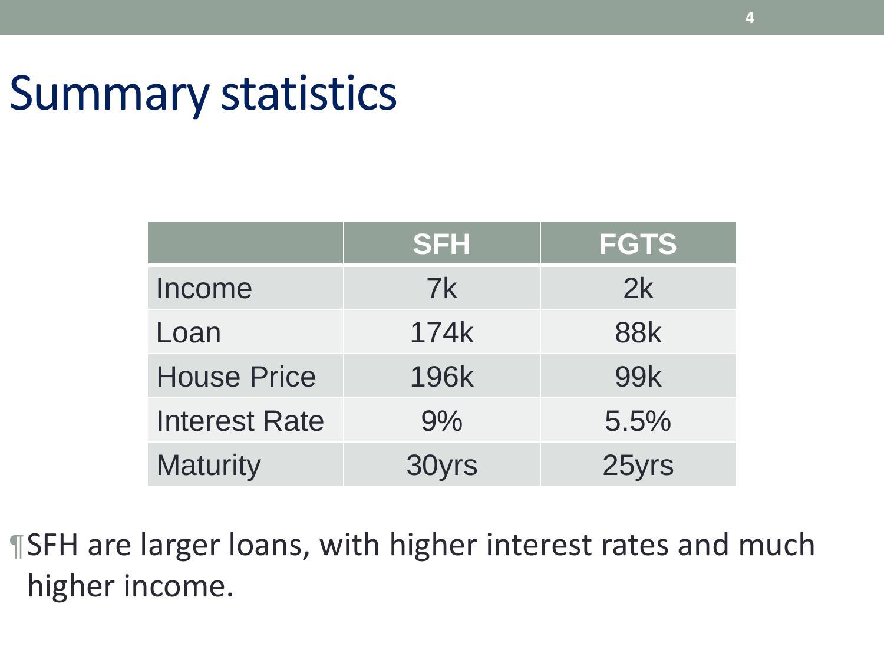# Summary statistics

| | SFH | FGTS |
|---|---|---|
| Income | 7k | 2k |
| Loan | 174k | 88k |
| House Price | 196k | 99k |
| Interest Rate | 9% | 5.5% |
| Maturity | 30yrs | 25yrs |

- SFH are larger loans, with higher interest rates and much higher income.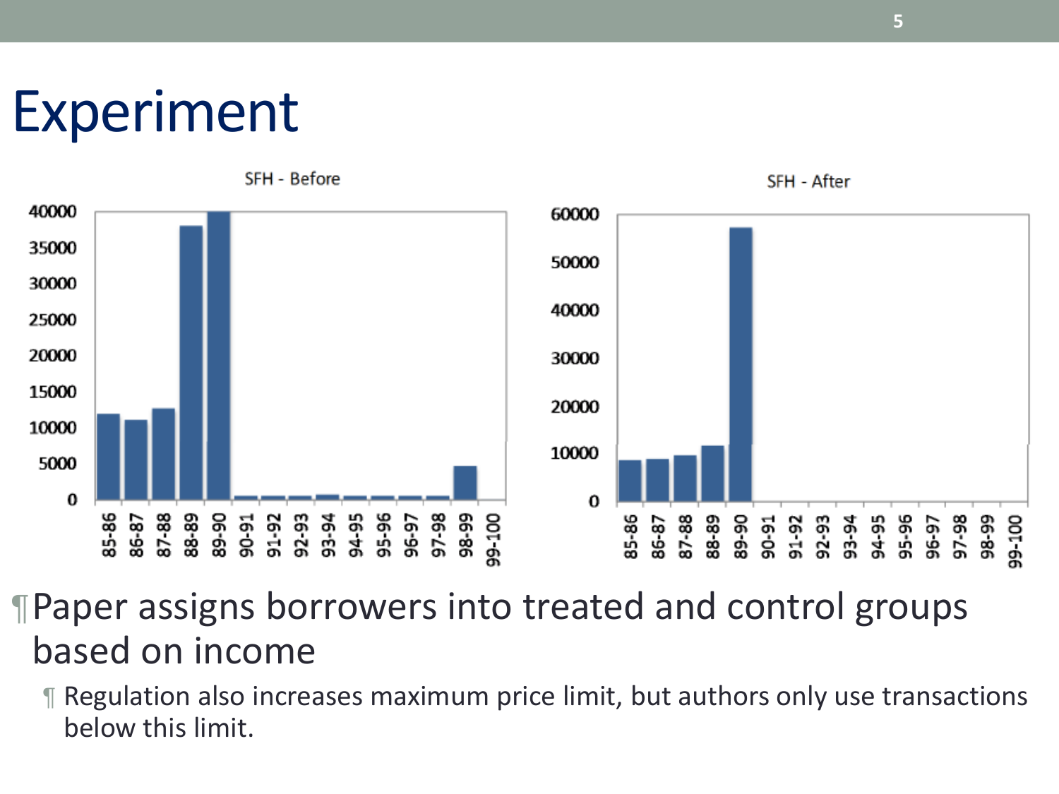# Experiment

- Paper assigns borrowers into treated and control groups based on income
  - Regulation also increases maximum price limit, but authors only use transactions below this limit.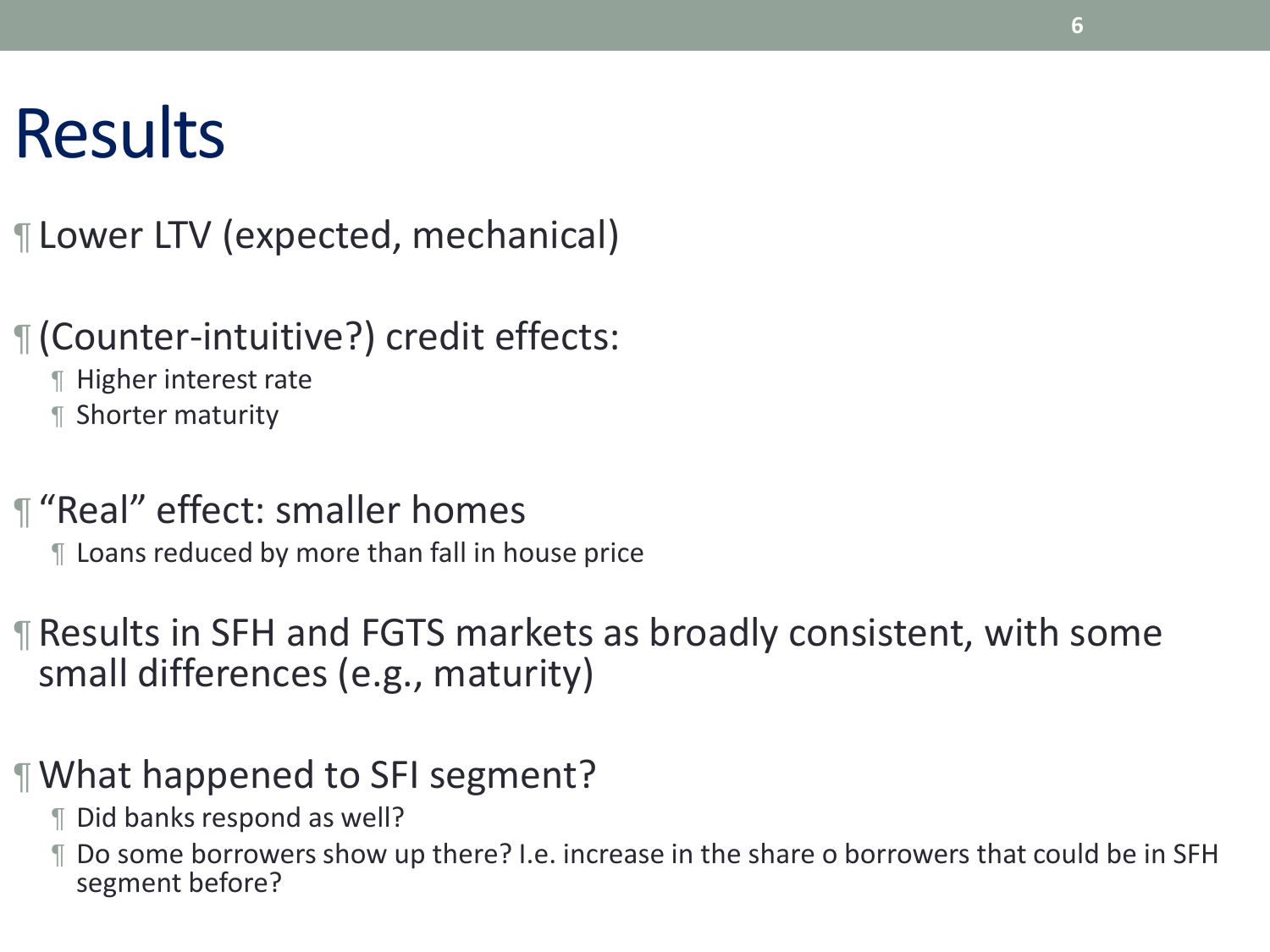# Results

- Lower LTV (expected, mechanical)

- (Counter-intuitive?) credit effects:
  - Higher interest rate
  - Shorter maturity

- "Real" effect: smaller homes
  - Loans reduced by more than fall in house price

- Results in SFH and FGTS markets as broadly consistent, with some small differences (e.g., maturity)

- What happened to SFI segment?
  - Did banks respond as well?
  - Do some borrowers show up there? I.e. increase in the share o borrowers that could be in SFH segment before?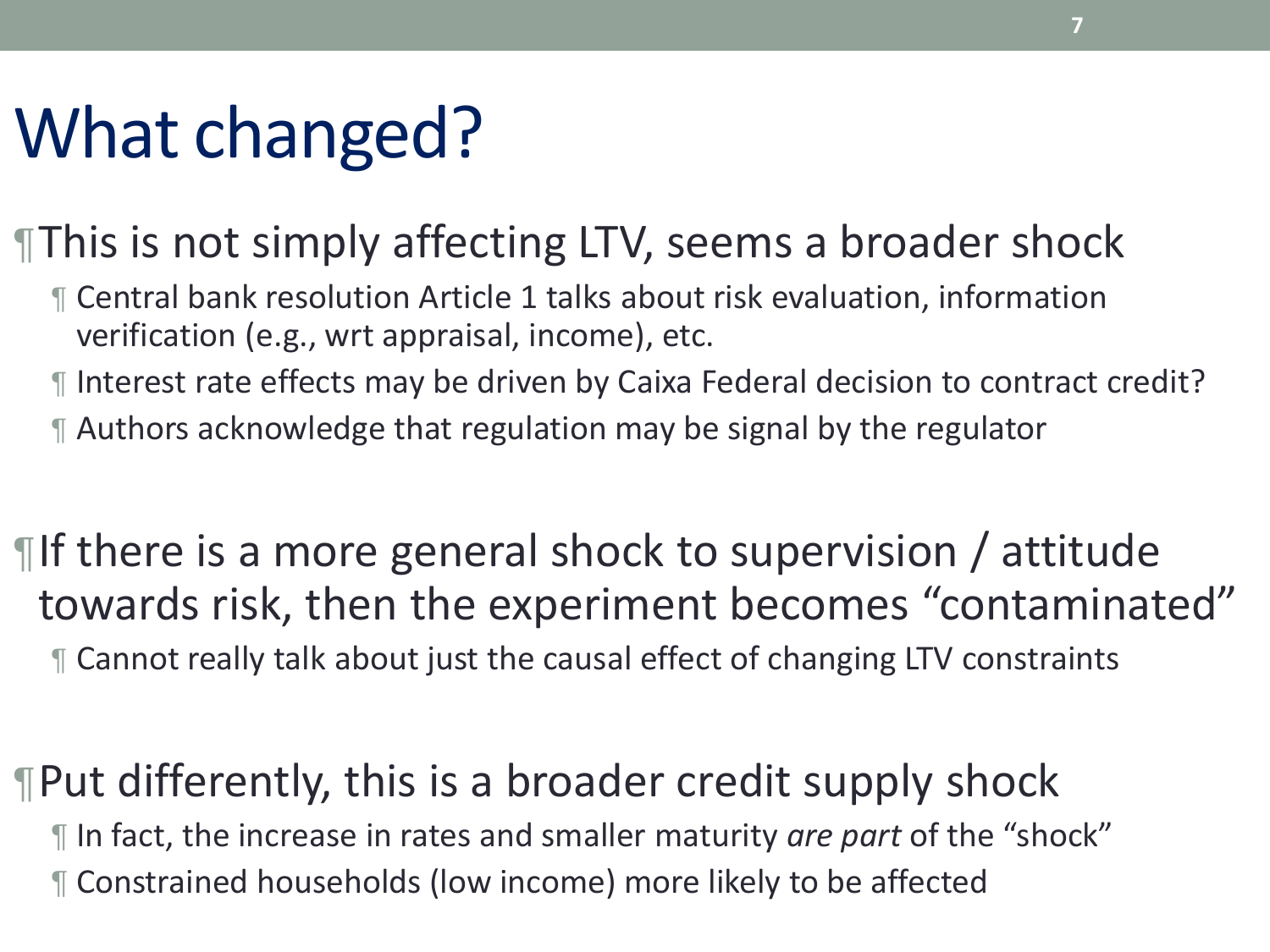# What changed?

- This is not simply affecting LTV, seems a broader shock
  - Central bank resolution Article 1 talks about risk evaluation, information verification (e.g., wrt appraisal, income), etc.
  - Interest rate effects may be driven by Caixa Federal decision to contract credit?
  - Authors acknowledge that regulation may be signal by the regulator

- If there is a more general shock to supervision / attitude towards risk, then the experiment becomes "contaminated"
  - Cannot really talk about just the causal effect of changing LTV constraints

- Put differently, this is a broader credit supply shock
  - In fact, the increase in rates and smaller maturity *are part* of the "shock"
  - Constrained households (low income) more likely to be affected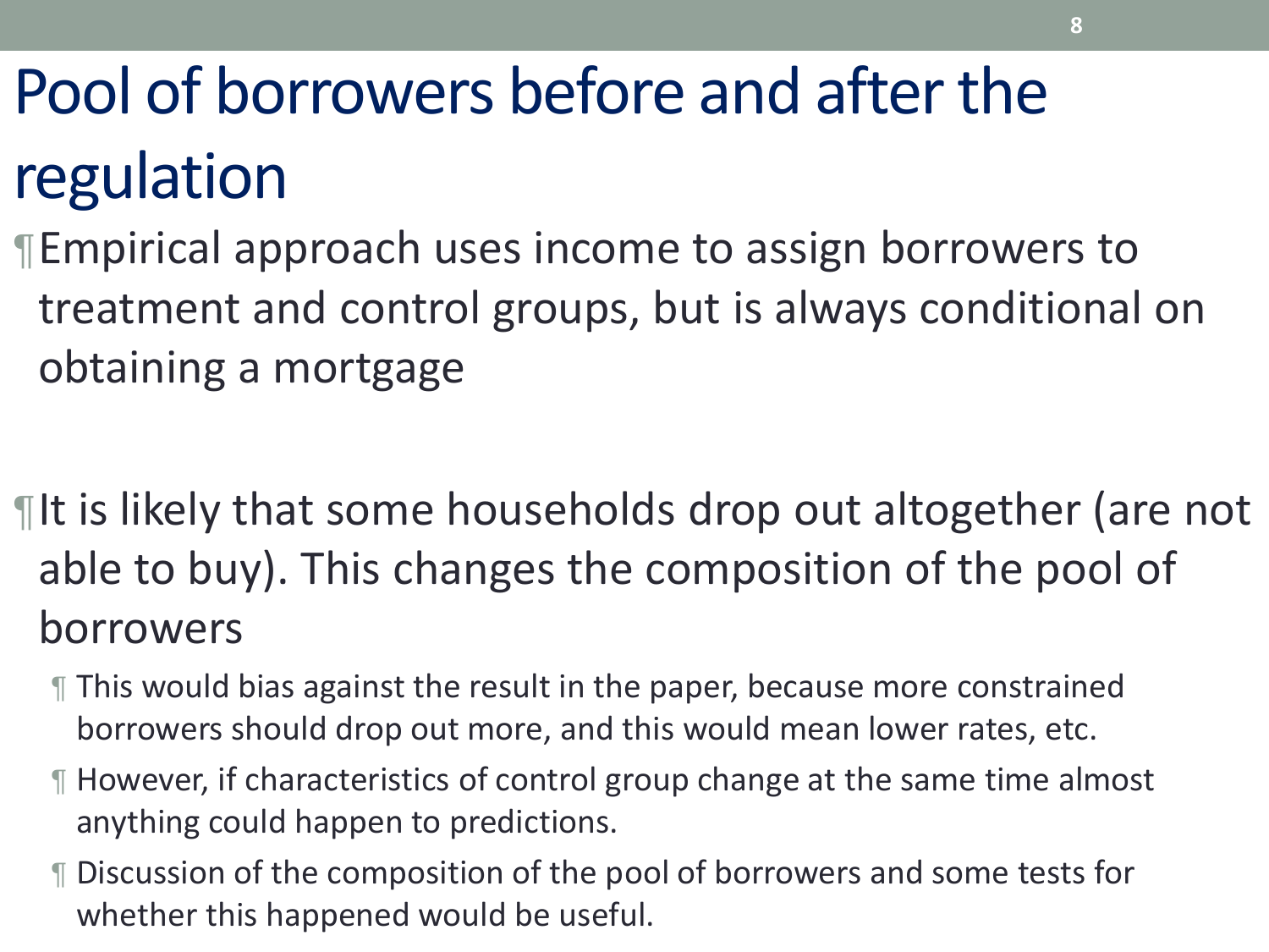# Pool of borrowers before and after the regulation

- Empirical approach uses income to assign borrowers to treatment and control groups, but is always conditional on obtaining a mortgage

- It is likely that some households drop out altogether (are not able to buy). This changes the composition of the pool of borrowers
  - This would bias against the result in the paper, because more constrained borrowers should drop out more, and this would mean lower rates, etc.
  - However, if characteristics of control group change at the same time almost anything could happen to predictions.
  - Discussion of the composition of the pool of borrowers and some tests for whether this happened would be useful.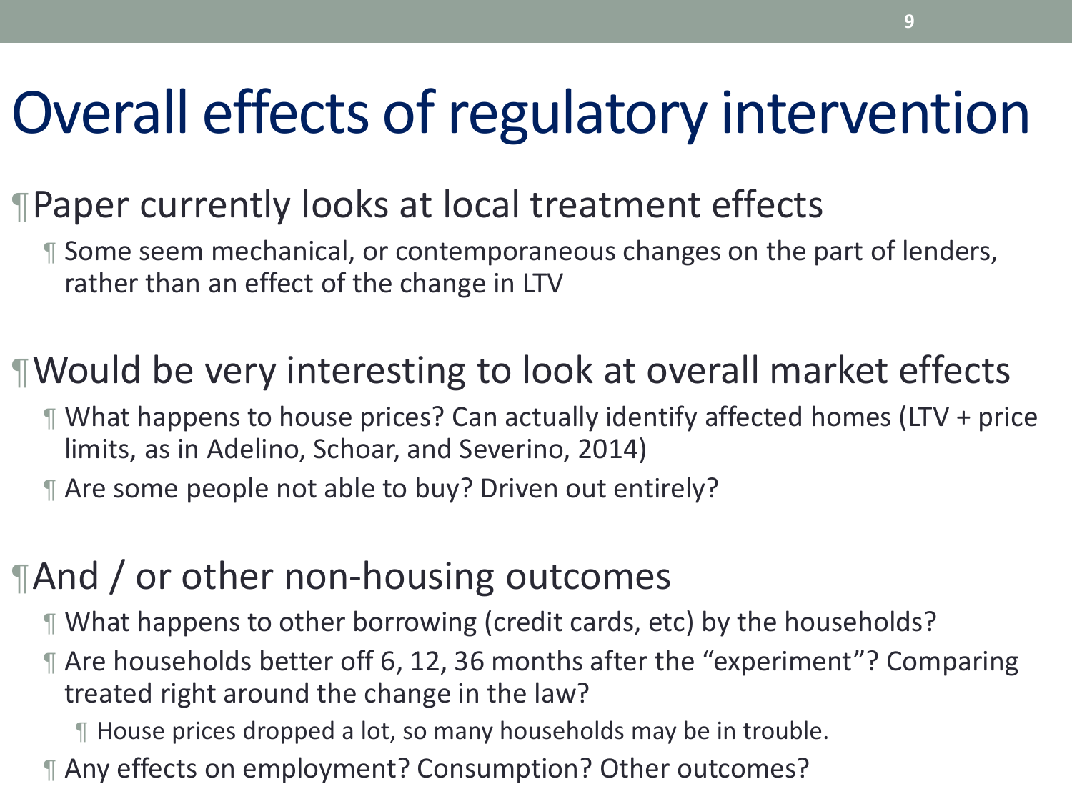# Overall effects of regulatory intervention

- Paper currently looks at local treatment effects
  - Some seem mechanical, or contemporaneous changes on the part of lenders, rather than an effect of the change in LTV

- Would be very interesting to look at overall market effects
  - What happens to house prices? Can actually identify affected homes (LTV + price limits, as in Adelino, Schoar, and Severino, 2014)
  - Are some people not able to buy? Driven out entirely?

- And / or other non-housing outcomes
  - What happens to other borrowing (credit cards, etc) by the households?
  - Are households better off 6, 12, 36 months after the "experiment"? Comparing treated right around the change in the law?
    - House prices dropped a lot, so many households may be in trouble.
  - Any effects on employment? Consumption? Other outcomes?